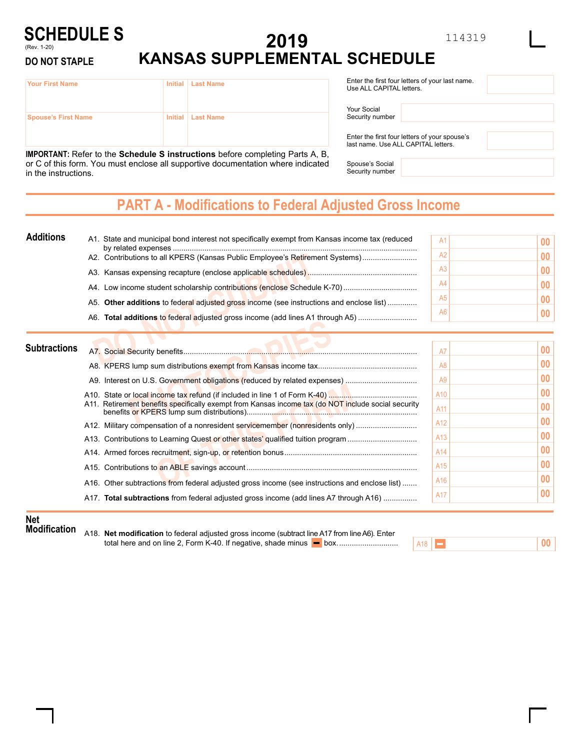# SCHEDULE S

(Rev. 1-20)

**DO NOT STAPLE**

# 2019 KANSAS SUPPLEMENTAL SCHEDULE

114319

| Your First Name | Initial | Last Name |
|---|---|---|
| | | |
| **Spouse's First Name** | **Initial** | **Last Name** |
| | | |

Enter the first four letters of your last name. Use ALL CAPITAL letters.

Your Social Security number

Enter the first four letters of your spouse's last name. Use ALL CAPITAL letters.

Spouse's Social Security number

**IMPORTANT:** Refer to the **Schedule S instructions** before completing Parts A, B, or C of this form. You must enclose all supportive documentation where indicated in the instructions.

## PART A - Modifications to Federal Adjusted Gross Income

### Additions

| Line | Description | Amount |
|---|---|---|
| A1. | State and municipal bond interest not specifically exempt from Kansas income tax (reduced by related expenses | A1 .00 |
| A2. | Contributions to all KPERS (Kansas Public Employee's Retirement Systems) | A2 .00 |
| A3. | Kansas expensing recapture (enclose applicable schedules) | A3 .00 |
| A4. | Low income student scholarship contributions (enclose Schedule K-70) | A4 .00 |
| A5. | **Other additions** to federal adjusted gross income (see instructions and enclose list) | A5 .00 |
| A6. | **Total additions** to federal adjusted gross income (add lines A1 through A5) | A6 .00 |

### Subtractions

| Line | Description | Amount |
|---|---|---|
| A7. | Social Security benefits | A7 .00 |
| A8. | KPERS lump sum distributions exempt from Kansas income tax | A8 .00 |
| A9. | Interest on U.S. Government obligations (reduced by related expenses) | A9 .00 |
| A10. | State or local income tax refund (if included in line 1 of Form K-40) | A10 .00 |
| A11. | Retirement benefits specifically exempt from Kansas income tax (do NOT include social security benefits or KPERS lump sum distributions) | A11 .00 |
| A12. | Military compensation of a nonresident servicemember (nonresidents only) | A12 .00 |
| A13. | Contributions to Learning Quest or other states' qualified tuition program | A13 .00 |
| A14. | Armed forces recruitment, sign-up, or retention bonus | A14 .00 |
| A15. | Contributions to an ABLE savings account | A15 .00 |
| A16. | Other subtractions from federal adjusted gross income (see instructions and enclose list) | A16 .00 |
| A17. | **Total subtractions** from federal adjusted gross income (add lines A7 through A16) | A17 .00 |

### Net Modification

| Line | Description | Amount |
|---|---|---|
| A18. | **Net modification** to federal adjusted gross income (subtract line A17 from line A6). Enter total here and on line 2, Form K-40. If negative, shade minus box. | A18 − .00 |

DO NOT SUBMIT PHOTOCOPIES OF THIS FORM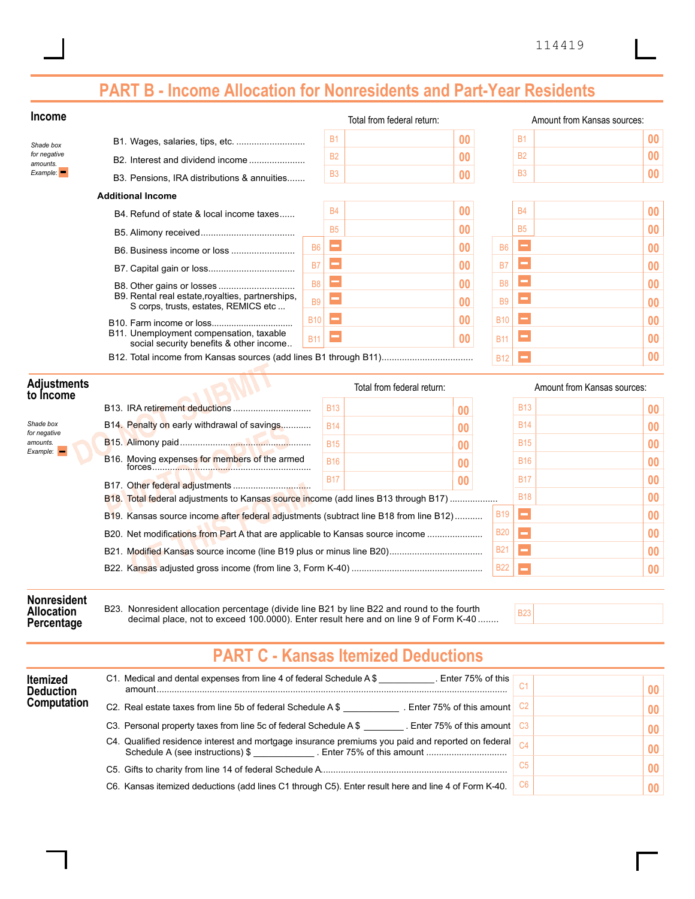114419

## PART B - Income Allocation for Nonresidents and Part-Year Residents

### Income

*Shade box for negative amounts. Example:* –

| | Total from federal return: | Amount from Kansas sources: |
|---|---|---|
| B1. Wages, salaries, tips, etc. | B1 .00 | B1 .00 |
| B2. Interest and dividend income | B2 .00 | B2 .00 |
| B3. Pensions, IRA distributions & annuities | B3 .00 | B3 .00 |

**Additional Income**

| | Total from federal return: | Amount from Kansas sources: |
|---|---|---|
| B4. Refund of state & local income taxes | B4 .00 | B4 .00 |
| B5. Alimony received | B5 .00 | B5 .00 |
| B6. Business income or loss | B6 – .00 | B6 – .00 |
| B7. Capital gain or loss | B7 – .00 | B7 – .00 |
| B8. Other gains or losses | B8 – .00 | B8 – .00 |
| B9. Rental real estate, royalties, partnerships, S corps, trusts, estates, REMICS etc ... | B9 – .00 | B9 – .00 |
| B10. Farm income or loss | B10 – .00 | B10 – .00 |
| B11. Unemployment compensation, taxable social security benefits & other income | B11 – .00 | B11 – .00 |
| B12. Total income from Kansas sources (add lines B1 through B11) | | B12 – .00 |

### Adjustments to Income

*Shade box for negative amounts. Example:* –

| | Total from federal return: | Amount from Kansas sources: |
|---|---|---|
| B13. IRA retirement deductions | B13 .00 | B13 .00 |
| B14. Penalty on early withdrawal of savings | B14 .00 | B14 .00 |
| B15. Alimony paid | B15 .00 | B15 .00 |
| B16. Moving expenses for members of the armed forces | B16 .00 | B16 .00 |
| B17. Other federal adjustments | B17 .00 | B17 .00 |
| B18. Total federal adjustments to Kansas source income (add lines B13 through B17) | | B18 .00 |
| B19. Kansas source income after federal adjustments (subtract line B18 from line B12) | | B19 – .00 |
| B20. Net modifications from Part A that are applicable to Kansas source income | | B20 – .00 |
| B21. Modified Kansas source income (line B19 plus or minus line B20) | | B21 – .00 |
| B22. Kansas adjusted gross income (from line 3, Form K-40) | | B22 – .00 |

DO NOT SUBMIT PHOTOCOPIES OF THIS FORM

### Nonresident Allocation Percentage

B23. Nonresident allocation percentage (divide line B21 by line B22 and round to the fourth decimal place, not to exceed 100.0000). Enter result here and on line 9 of Form K-40 ........ B23

## PART C - Kansas Itemized Deductions

### Itemized Deduction Computation

| | |
|---|---|
| C1. Medical and dental expenses from line 4 of federal Schedule A $ ___________. Enter 75% of this amount | C1 .00 |
| C2. Real estate taxes from line 5b of federal Schedule A $ ___________ . Enter 75% of this amount | C2 .00 |
| C3. Personal property taxes from line 5c of federal Schedule A $ ________ . Enter 75% of this amount | C3 .00 |
| C4. Qualified residence interest and mortgage insurance premiums you paid and reported on federal Schedule A (see instructions) $ ____________ . Enter 75% of this amount | C4 .00 |
| C5. Gifts to charity from line 14 of federal Schedule A | C5 .00 |
| C6. Kansas itemized deductions (add lines C1 through C5). Enter result here and line 4 of Form K-40. | C6 .00 |